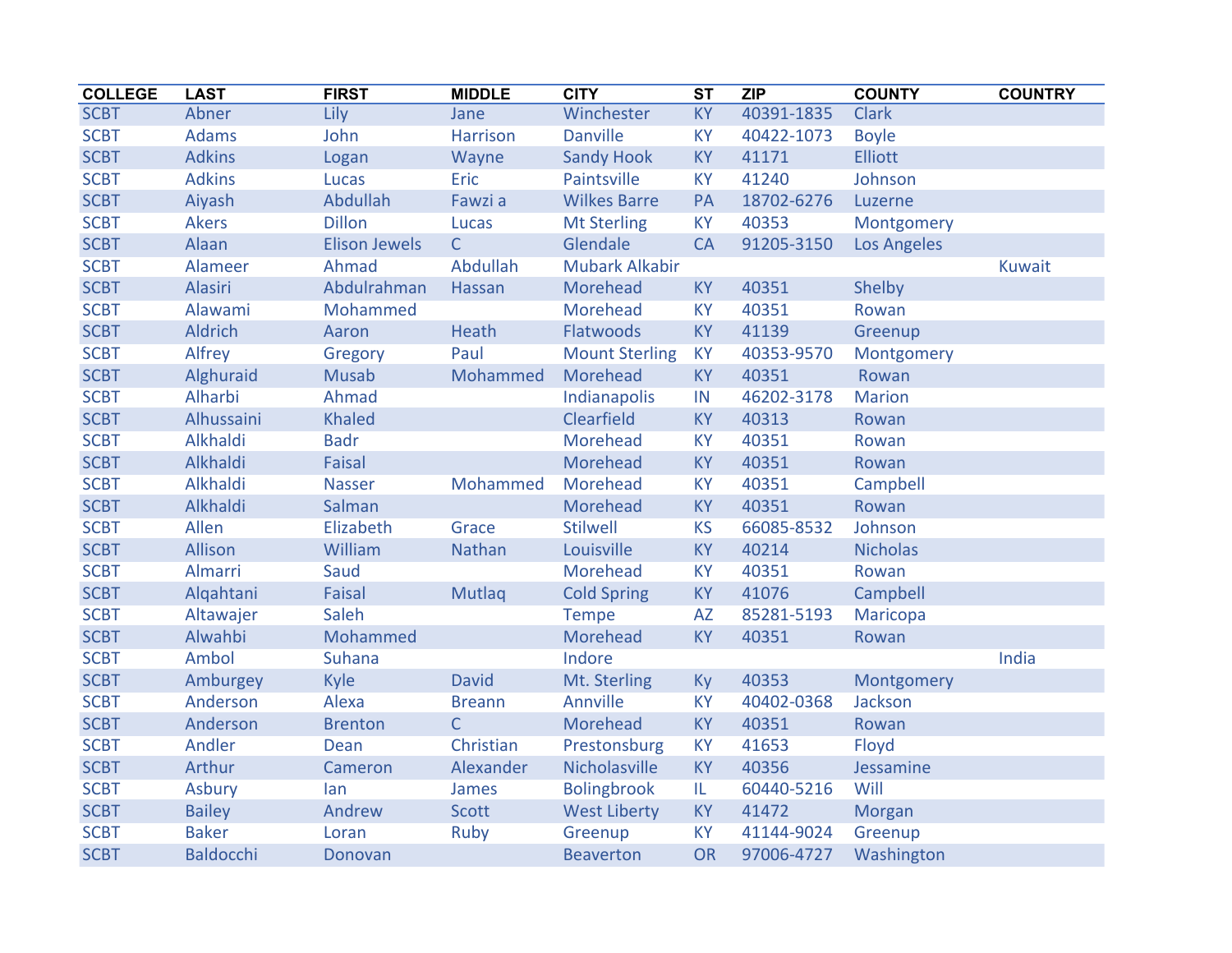| COLLEGE | LAST | FIRST | MIDDLE | CITY | ST | ZIP | COUNTY | COUNTRY |
|---|---|---|---|---|---|---|---|---|
| SCBT | Abner | Lily | Jane | Winchester | KY | 40391-1835 | Clark | |
| SCBT | Adams | John | Harrison | Danville | KY | 40422-1073 | Boyle | |
| SCBT | Adkins | Logan | Wayne | Sandy Hook | KY | 41171 | Elliott | |
| SCBT | Adkins | Lucas | Eric | Paintsville | KY | 41240 | Johnson | |
| SCBT | Aiyash | Abdullah | Fawzi a | Wilkes Barre | PA | 18702-6276 | Luzerne | |
| SCBT | Akers | Dillon | Lucas | Mt Sterling | KY | 40353 | Montgomery | |
| SCBT | Alaan | Elison Jewels | C | Glendale | CA | 91205-3150 | Los Angeles | |
| SCBT | Alameer | Ahmad | Abdullah | Mubark Alkabir | | | | Kuwait |
| SCBT | Alasiri | Abdulrahman | Hassan | Morehead | KY | 40351 | Shelby | |
| SCBT | Alawami | Mohammed | | Morehead | KY | 40351 | Rowan | |
| SCBT | Aldrich | Aaron | Heath | Flatwoods | KY | 41139 | Greenup | |
| SCBT | Alfrey | Gregory | Paul | Mount Sterling | KY | 40353-9570 | Montgomery | |
| SCBT | Alghuraid | Musab | Mohammed | Morehead | KY | 40351 | Rowan | |
| SCBT | Alharbi | Ahmad | | Indianapolis | IN | 46202-3178 | Marion | |
| SCBT | Alhussaini | Khaled | | Clearfield | KY | 40313 | Rowan | |
| SCBT | Alkhaldi | Badr | | Morehead | KY | 40351 | Rowan | |
| SCBT | Alkhaldi | Faisal | | Morehead | KY | 40351 | Rowan | |
| SCBT | Alkhaldi | Nasser | Mohammed | Morehead | KY | 40351 | Campbell | |
| SCBT | Alkhaldi | Salman | | Morehead | KY | 40351 | Rowan | |
| SCBT | Allen | Elizabeth | Grace | Stilwell | KS | 66085-8532 | Johnson | |
| SCBT | Allison | William | Nathan | Louisville | KY | 40214 | Nicholas | |
| SCBT | Almarri | Saud | | Morehead | KY | 40351 | Rowan | |
| SCBT | Alqahtani | Faisal | Mutlaq | Cold Spring | KY | 41076 | Campbell | |
| SCBT | Altawajer | Saleh | | Tempe | AZ | 85281-5193 | Maricopa | |
| SCBT | Alwahbi | Mohammed | | Morehead | KY | 40351 | Rowan | |
| SCBT | Ambol | Suhana | | Indore | | | | India |
| SCBT | Amburgey | Kyle | David | Mt. Sterling | Ky | 40353 | Montgomery | |
| SCBT | Anderson | Alexa | Breann | Annville | KY | 40402-0368 | Jackson | |
| SCBT | Anderson | Brenton | C | Morehead | KY | 40351 | Rowan | |
| SCBT | Andler | Dean | Christian | Prestonsburg | KY | 41653 | Floyd | |
| SCBT | Arthur | Cameron | Alexander | Nicholasville | KY | 40356 | Jessamine | |
| SCBT | Asbury | Ian | James | Bolingbrook | IL | 60440-5216 | Will | |
| SCBT | Bailey | Andrew | Scott | West Liberty | KY | 41472 | Morgan | |
| SCBT | Baker | Loran | Ruby | Greenup | KY | 41144-9024 | Greenup | |
| SCBT | Baldocchi | Donovan | | Beaverton | OR | 97006-4727 | Washington | |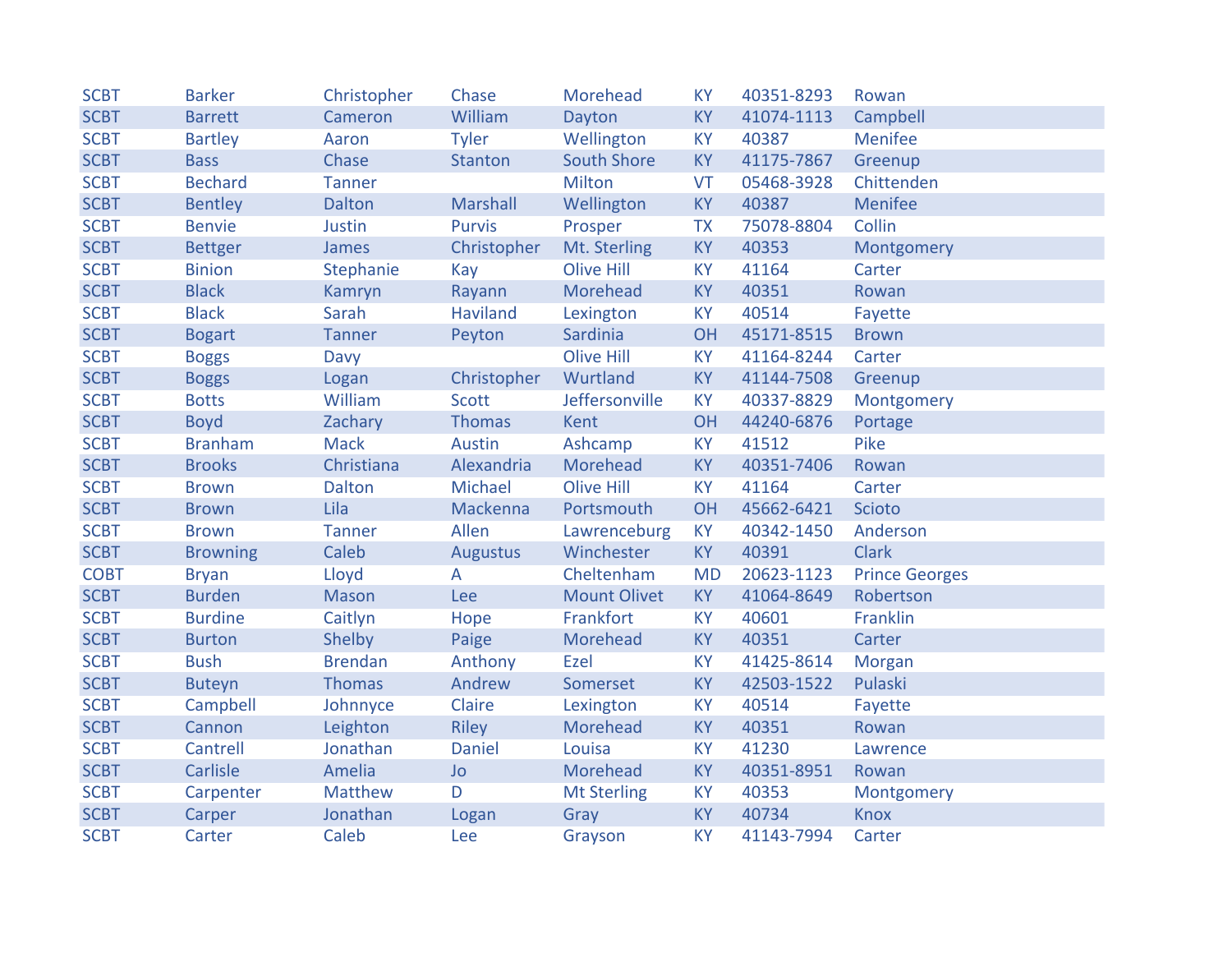| | | | | | | | |
|---|---|---|---|---|---|---|---|
| SCBT | Barker | Christopher | Chase | Morehead | KY | 40351-8293 | Rowan |
| SCBT | Barrett | Cameron | William | Dayton | KY | 41074-1113 | Campbell |
| SCBT | Bartley | Aaron | Tyler | Wellington | KY | 40387 | Menifee |
| SCBT | Bass | Chase | Stanton | South Shore | KY | 41175-7867 | Greenup |
| SCBT | Bechard | Tanner | | Milton | VT | 05468-3928 | Chittenden |
| SCBT | Bentley | Dalton | Marshall | Wellington | KY | 40387 | Menifee |
| SCBT | Benvie | Justin | Purvis | Prosper | TX | 75078-8804 | Collin |
| SCBT | Bettger | James | Christopher | Mt. Sterling | KY | 40353 | Montgomery |
| SCBT | Binion | Stephanie | Kay | Olive Hill | KY | 41164 | Carter |
| SCBT | Black | Kamryn | Rayann | Morehead | KY | 40351 | Rowan |
| SCBT | Black | Sarah | Haviland | Lexington | KY | 40514 | Fayette |
| SCBT | Bogart | Tanner | Peyton | Sardinia | OH | 45171-8515 | Brown |
| SCBT | Boggs | Davy | | Olive Hill | KY | 41164-8244 | Carter |
| SCBT | Boggs | Logan | Christopher | Wurtland | KY | 41144-7508 | Greenup |
| SCBT | Botts | William | Scott | Jeffersonville | KY | 40337-8829 | Montgomery |
| SCBT | Boyd | Zachary | Thomas | Kent | OH | 44240-6876 | Portage |
| SCBT | Branham | Mack | Austin | Ashcamp | KY | 41512 | Pike |
| SCBT | Brooks | Christiana | Alexandria | Morehead | KY | 40351-7406 | Rowan |
| SCBT | Brown | Dalton | Michael | Olive Hill | KY | 41164 | Carter |
| SCBT | Brown | Lila | Mackenna | Portsmouth | OH | 45662-6421 | Scioto |
| SCBT | Brown | Tanner | Allen | Lawrenceburg | KY | 40342-1450 | Anderson |
| SCBT | Browning | Caleb | Augustus | Winchester | KY | 40391 | Clark |
| COBT | Bryan | Lloyd | A | Cheltenham | MD | 20623-1123 | Prince Georges |
| SCBT | Burden | Mason | Lee | Mount Olivet | KY | 41064-8649 | Robertson |
| SCBT | Burdine | Caitlyn | Hope | Frankfort | KY | 40601 | Franklin |
| SCBT | Burton | Shelby | Paige | Morehead | KY | 40351 | Carter |
| SCBT | Bush | Brendan | Anthony | Ezel | KY | 41425-8614 | Morgan |
| SCBT | Buteyn | Thomas | Andrew | Somerset | KY | 42503-1522 | Pulaski |
| SCBT | Campbell | Johnnyce | Claire | Lexington | KY | 40514 | Fayette |
| SCBT | Cannon | Leighton | Riley | Morehead | KY | 40351 | Rowan |
| SCBT | Cantrell | Jonathan | Daniel | Louisa | KY | 41230 | Lawrence |
| SCBT | Carlisle | Amelia | Jo | Morehead | KY | 40351-8951 | Rowan |
| SCBT | Carpenter | Matthew | D | Mt Sterling | KY | 40353 | Montgomery |
| SCBT | Carper | Jonathan | Logan | Gray | KY | 40734 | Knox |
| SCBT | Carter | Caleb | Lee | Grayson | KY | 41143-7994 | Carter |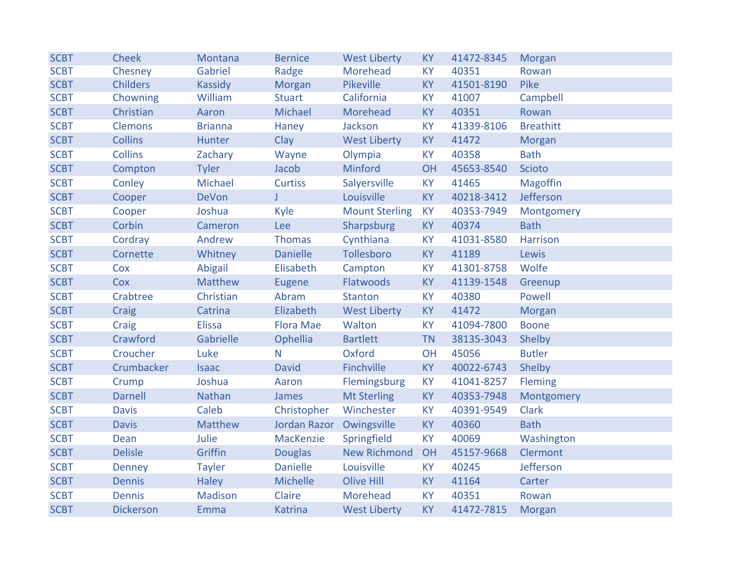| | | | | | | | |
|---|---|---|---|---|---|---|---|
| SCBT | Cheek | Montana | Bernice | West Liberty | KY | 41472-8345 | Morgan |
| SCBT | Chesney | Gabriel | Radge | Morehead | KY | 40351 | Rowan |
| SCBT | Childers | Kassidy | Morgan | Pikeville | KY | 41501-8190 | Pike |
| SCBT | Chowning | William | Stuart | California | KY | 41007 | Campbell |
| SCBT | Christian | Aaron | Michael | Morehead | KY | 40351 | Rowan |
| SCBT | Clemons | Brianna | Haney | Jackson | KY | 41339-8106 | Breathitt |
| SCBT | Collins | Hunter | Clay | West Liberty | KY | 41472 | Morgan |
| SCBT | Collins | Zachary | Wayne | Olympia | KY | 40358 | Bath |
| SCBT | Compton | Tyler | Jacob | Minford | OH | 45653-8540 | Scioto |
| SCBT | Conley | Michael | Curtiss | Salyersville | KY | 41465 | Magoffin |
| SCBT | Cooper | DeVon | J | Louisville | KY | 40218-3412 | Jefferson |
| SCBT | Cooper | Joshua | Kyle | Mount Sterling | KY | 40353-7949 | Montgomery |
| SCBT | Corbin | Cameron | Lee | Sharpsburg | KY | 40374 | Bath |
| SCBT | Cordray | Andrew | Thomas | Cynthiana | KY | 41031-8580 | Harrison |
| SCBT | Cornette | Whitney | Danielle | Tollesboro | KY | 41189 | Lewis |
| SCBT | Cox | Abigail | Elisabeth | Campton | KY | 41301-8758 | Wolfe |
| SCBT | Cox | Matthew | Eugene | Flatwoods | KY | 41139-1548 | Greenup |
| SCBT | Crabtree | Christian | Abram | Stanton | KY | 40380 | Powell |
| SCBT | Craig | Catrina | Elizabeth | West Liberty | KY | 41472 | Morgan |
| SCBT | Craig | Elissa | Flora Mae | Walton | KY | 41094-7800 | Boone |
| SCBT | Crawford | Gabrielle | Ophellia | Bartlett | TN | 38135-3043 | Shelby |
| SCBT | Croucher | Luke | N | Oxford | OH | 45056 | Butler |
| SCBT | Crumbacker | Isaac | David | Finchville | KY | 40022-6743 | Shelby |
| SCBT | Crump | Joshua | Aaron | Flemingsburg | KY | 41041-8257 | Fleming |
| SCBT | Darnell | Nathan | James | Mt Sterling | KY | 40353-7948 | Montgomery |
| SCBT | Davis | Caleb | Christopher | Winchester | KY | 40391-9549 | Clark |
| SCBT | Davis | Matthew | Jordan Razor | Owingsville | KY | 40360 | Bath |
| SCBT | Dean | Julie | MacKenzie | Springfield | KY | 40069 | Washington |
| SCBT | Delisle | Griffin | Douglas | New Richmond | OH | 45157-9668 | Clermont |
| SCBT | Denney | Tayler | Danielle | Louisville | KY | 40245 | Jefferson |
| SCBT | Dennis | Haley | Michelle | Olive Hill | KY | 41164 | Carter |
| SCBT | Dennis | Madison | Claire | Morehead | KY | 40351 | Rowan |
| SCBT | Dickerson | Emma | Katrina | West Liberty | KY | 41472-7815 | Morgan |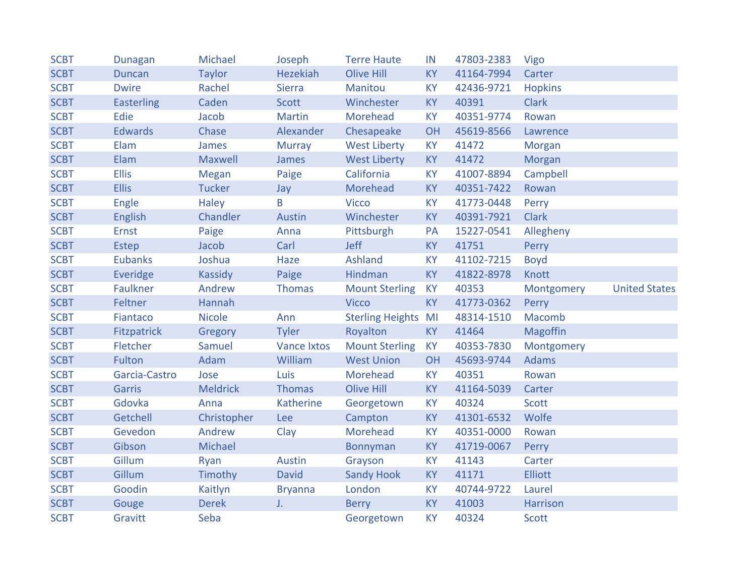| | | | | | | | | |
|---|---|---|---|---|---|---|---|---|
| SCBT | Dunagan | Michael | Joseph | Terre Haute | IN | 47803-2383 | Vigo | |
| SCBT | Duncan | Taylor | Hezekiah | Olive Hill | KY | 41164-7994 | Carter | |
| SCBT | Dwire | Rachel | Sierra | Manitou | KY | 42436-9721 | Hopkins | |
| SCBT | Easterling | Caden | Scott | Winchester | KY | 40391 | Clark | |
| SCBT | Edie | Jacob | Martin | Morehead | KY | 40351-9774 | Rowan | |
| SCBT | Edwards | Chase | Alexander | Chesapeake | OH | 45619-8566 | Lawrence | |
| SCBT | Elam | James | Murray | West Liberty | KY | 41472 | Morgan | |
| SCBT | Elam | Maxwell | James | West Liberty | KY | 41472 | Morgan | |
| SCBT | Ellis | Megan | Paige | California | KY | 41007-8894 | Campbell | |
| SCBT | Ellis | Tucker | Jay | Morehead | KY | 40351-7422 | Rowan | |
| SCBT | Engle | Haley | B | Vicco | KY | 41773-0448 | Perry | |
| SCBT | English | Chandler | Austin | Winchester | KY | 40391-7921 | Clark | |
| SCBT | Ernst | Paige | Anna | Pittsburgh | PA | 15227-0541 | Allegheny | |
| SCBT | Estep | Jacob | Carl | Jeff | KY | 41751 | Perry | |
| SCBT | Eubanks | Joshua | Haze | Ashland | KY | 41102-7215 | Boyd | |
| SCBT | Everidge | Kassidy | Paige | Hindman | KY | 41822-8978 | Knott | |
| SCBT | Faulkner | Andrew | Thomas | Mount Sterling | KY | 40353 | Montgomery | United States |
| SCBT | Feltner | Hannah | | Vicco | KY | 41773-0362 | Perry | |
| SCBT | Fiantaco | Nicole | Ann | Sterling Heights | MI | 48314-1510 | Macomb | |
| SCBT | Fitzpatrick | Gregory | Tyler | Royalton | KY | 41464 | Magoffin | |
| SCBT | Fletcher | Samuel | Vance Ixtos | Mount Sterling | KY | 40353-7830 | Montgomery | |
| SCBT | Fulton | Adam | William | West Union | OH | 45693-9744 | Adams | |
| SCBT | Garcia-Castro | Jose | Luis | Morehead | KY | 40351 | Rowan | |
| SCBT | Garris | Meldrick | Thomas | Olive Hill | KY | 41164-5039 | Carter | |
| SCBT | Gdovka | Anna | Katherine | Georgetown | KY | 40324 | Scott | |
| SCBT | Getchell | Christopher | Lee | Campton | KY | 41301-6532 | Wolfe | |
| SCBT | Gevedon | Andrew | Clay | Morehead | KY | 40351-0000 | Rowan | |
| SCBT | Gibson | Michael | | Bonnyman | KY | 41719-0067 | Perry | |
| SCBT | Gillum | Ryan | Austin | Grayson | KY | 41143 | Carter | |
| SCBT | Gillum | Timothy | David | Sandy Hook | KY | 41171 | Elliott | |
| SCBT | Goodin | Kaitlyn | Bryanna | London | KY | 40744-9722 | Laurel | |
| SCBT | Gouge | Derek | J. | Berry | KY | 41003 | Harrison | |
| SCBT | Gravitt | Seba | | Georgetown | KY | 40324 | Scott | |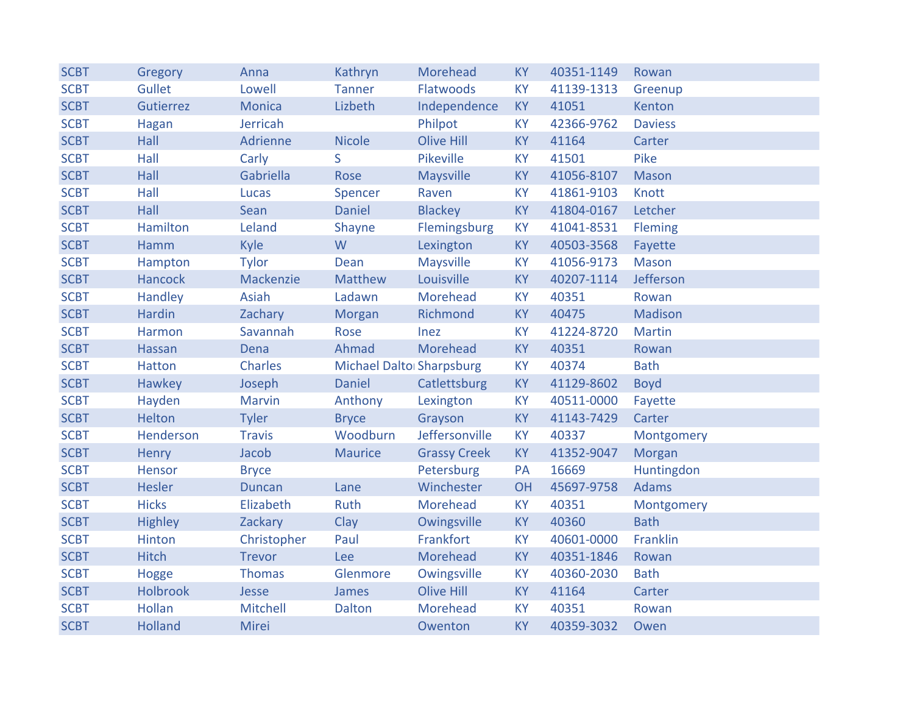| | | | | | | | |
|---|---|---|---|---|---|---|---|
| SCBT | Gregory | Anna | Kathryn | Morehead | KY | 40351-1149 | Rowan |
| SCBT | Gullet | Lowell | Tanner | Flatwoods | KY | 41139-1313 | Greenup |
| SCBT | Gutierrez | Monica | Lizbeth | Independence | KY | 41051 | Kenton |
| SCBT | Hagan | Jerricah | | Philpot | KY | 42366-9762 | Daviess |
| SCBT | Hall | Adrienne | Nicole | Olive Hill | KY | 41164 | Carter |
| SCBT | Hall | Carly | S | Pikeville | KY | 41501 | Pike |
| SCBT | Hall | Gabriella | Rose | Maysville | KY | 41056-8107 | Mason |
| SCBT | Hall | Lucas | Spencer | Raven | KY | 41861-9103 | Knott |
| SCBT | Hall | Sean | Daniel | Blackey | KY | 41804-0167 | Letcher |
| SCBT | Hamilton | Leland | Shayne | Flemingsburg | KY | 41041-8531 | Fleming |
| SCBT | Hamm | Kyle | W | Lexington | KY | 40503-3568 | Fayette |
| SCBT | Hampton | Tylor | Dean | Maysville | KY | 41056-9173 | Mason |
| SCBT | Hancock | Mackenzie | Matthew | Louisville | KY | 40207-1114 | Jefferson |
| SCBT | Handley | Asiah | Ladawn | Morehead | KY | 40351 | Rowan |
| SCBT | Hardin | Zachary | Morgan | Richmond | KY | 40475 | Madison |
| SCBT | Harmon | Savannah | Rose | Inez | KY | 41224-8720 | Martin |
| SCBT | Hassan | Dena | Ahmad | Morehead | KY | 40351 | Rowan |
| SCBT | Hatton | Charles | Michael Dalton | Sharpsburg | KY | 40374 | Bath |
| SCBT | Hawkey | Joseph | Daniel | Catlettsburg | KY | 41129-8602 | Boyd |
| SCBT | Hayden | Marvin | Anthony | Lexington | KY | 40511-0000 | Fayette |
| SCBT | Helton | Tyler | Bryce | Grayson | KY | 41143-7429 | Carter |
| SCBT | Henderson | Travis | Woodburn | Jeffersonville | KY | 40337 | Montgomery |
| SCBT | Henry | Jacob | Maurice | Grassy Creek | KY | 41352-9047 | Morgan |
| SCBT | Hensor | Bryce | | Petersburg | PA | 16669 | Huntingdon |
| SCBT | Hesler | Duncan | Lane | Winchester | OH | 45697-9758 | Adams |
| SCBT | Hicks | Elizabeth | Ruth | Morehead | KY | 40351 | Montgomery |
| SCBT | Highley | Zackary | Clay | Owingsville | KY | 40360 | Bath |
| SCBT | Hinton | Christopher | Paul | Frankfort | KY | 40601-0000 | Franklin |
| SCBT | Hitch | Trevor | Lee | Morehead | KY | 40351-1846 | Rowan |
| SCBT | Hogge | Thomas | Glenmore | Owingsville | KY | 40360-2030 | Bath |
| SCBT | Holbrook | Jesse | James | Olive Hill | KY | 41164 | Carter |
| SCBT | Hollan | Mitchell | Dalton | Morehead | KY | 40351 | Rowan |
| SCBT | Holland | Mirei | | Owenton | KY | 40359-3032 | Owen |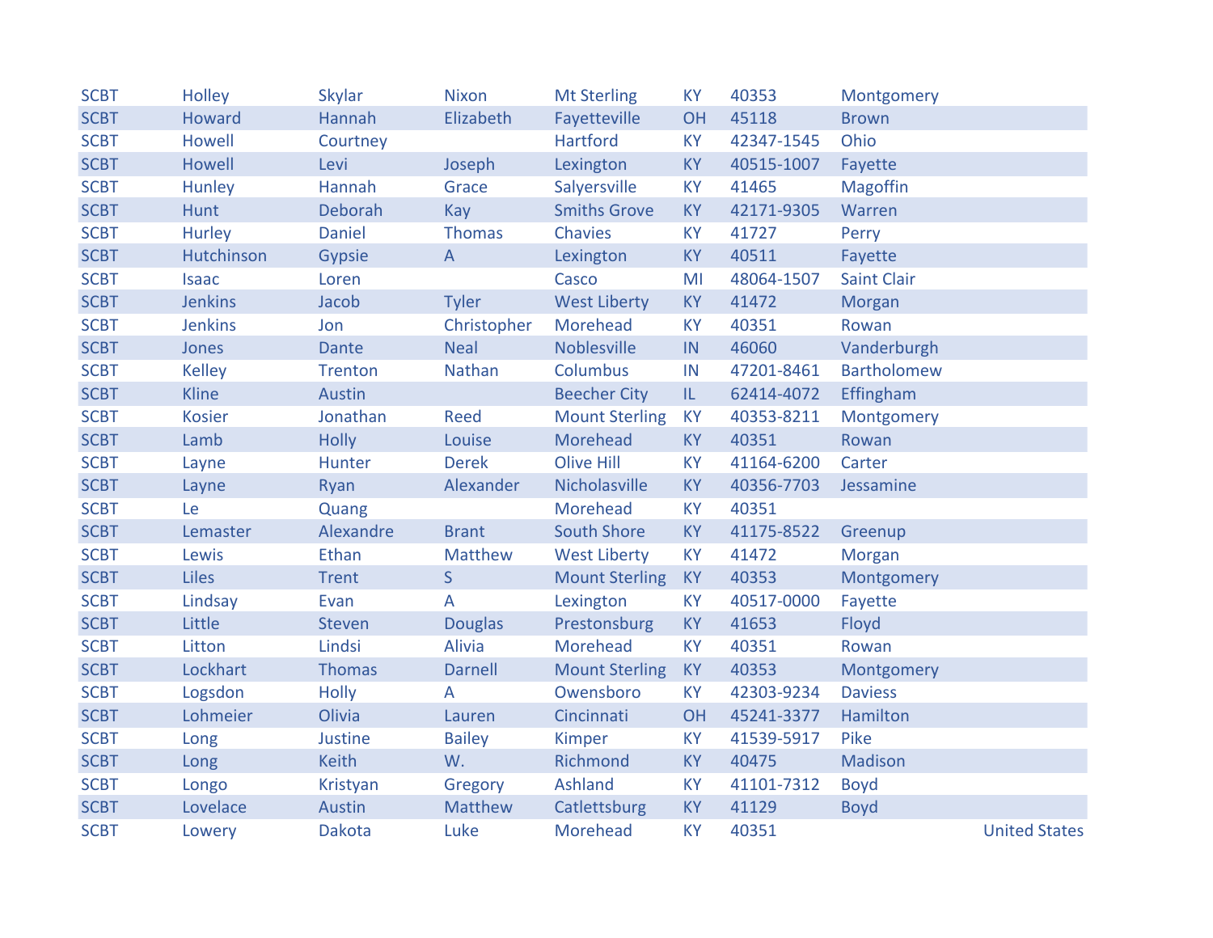| | | | | | | | | |
|---|---|---|---|---|---|---|---|---|
| SCBT | Holley | Skylar | Nixon | Mt Sterling | KY | 40353 | Montgomery | |
| SCBT | Howard | Hannah | Elizabeth | Fayetteville | OH | 45118 | Brown | |
| SCBT | Howell | Courtney | | Hartford | KY | 42347-1545 | Ohio | |
| SCBT | Howell | Levi | Joseph | Lexington | KY | 40515-1007 | Fayette | |
| SCBT | Hunley | Hannah | Grace | Salyersville | KY | 41465 | Magoffin | |
| SCBT | Hunt | Deborah | Kay | Smiths Grove | KY | 42171-9305 | Warren | |
| SCBT | Hurley | Daniel | Thomas | Chavies | KY | 41727 | Perry | |
| SCBT | Hutchinson | Gypsie | A | Lexington | KY | 40511 | Fayette | |
| SCBT | Isaac | Loren | | Casco | MI | 48064-1507 | Saint Clair | |
| SCBT | Jenkins | Jacob | Tyler | West Liberty | KY | 41472 | Morgan | |
| SCBT | Jenkins | Jon | Christopher | Morehead | KY | 40351 | Rowan | |
| SCBT | Jones | Dante | Neal | Noblesville | IN | 46060 | Vanderburgh | |
| SCBT | Kelley | Trenton | Nathan | Columbus | IN | 47201-8461 | Bartholomew | |
| SCBT | Kline | Austin | | Beecher City | IL | 62414-4072 | Effingham | |
| SCBT | Kosier | Jonathan | Reed | Mount Sterling | KY | 40353-8211 | Montgomery | |
| SCBT | Lamb | Holly | Louise | Morehead | KY | 40351 | Rowan | |
| SCBT | Layne | Hunter | Derek | Olive Hill | KY | 41164-6200 | Carter | |
| SCBT | Layne | Ryan | Alexander | Nicholasville | KY | 40356-7703 | Jessamine | |
| SCBT | Le | Quang | | Morehead | KY | 40351 | | |
| SCBT | Lemaster | Alexandre | Brant | South Shore | KY | 41175-8522 | Greenup | |
| SCBT | Lewis | Ethan | Matthew | West Liberty | KY | 41472 | Morgan | |
| SCBT | Liles | Trent | S | Mount Sterling | KY | 40353 | Montgomery | |
| SCBT | Lindsay | Evan | A | Lexington | KY | 40517-0000 | Fayette | |
| SCBT | Little | Steven | Douglas | Prestonsburg | KY | 41653 | Floyd | |
| SCBT | Litton | Lindsi | Alivia | Morehead | KY | 40351 | Rowan | |
| SCBT | Lockhart | Thomas | Darnell | Mount Sterling | KY | 40353 | Montgomery | |
| SCBT | Logsdon | Holly | A | Owensboro | KY | 42303-9234 | Daviess | |
| SCBT | Lohmeier | Olivia | Lauren | Cincinnati | OH | 45241-3377 | Hamilton | |
| SCBT | Long | Justine | Bailey | Kimper | KY | 41539-5917 | Pike | |
| SCBT | Long | Keith | W. | Richmond | KY | 40475 | Madison | |
| SCBT | Longo | Kristyan | Gregory | Ashland | KY | 41101-7312 | Boyd | |
| SCBT | Lovelace | Austin | Matthew | Catlettsburg | KY | 41129 | Boyd | |
| SCBT | Lowery | Dakota | Luke | Morehead | KY | 40351 | | United States |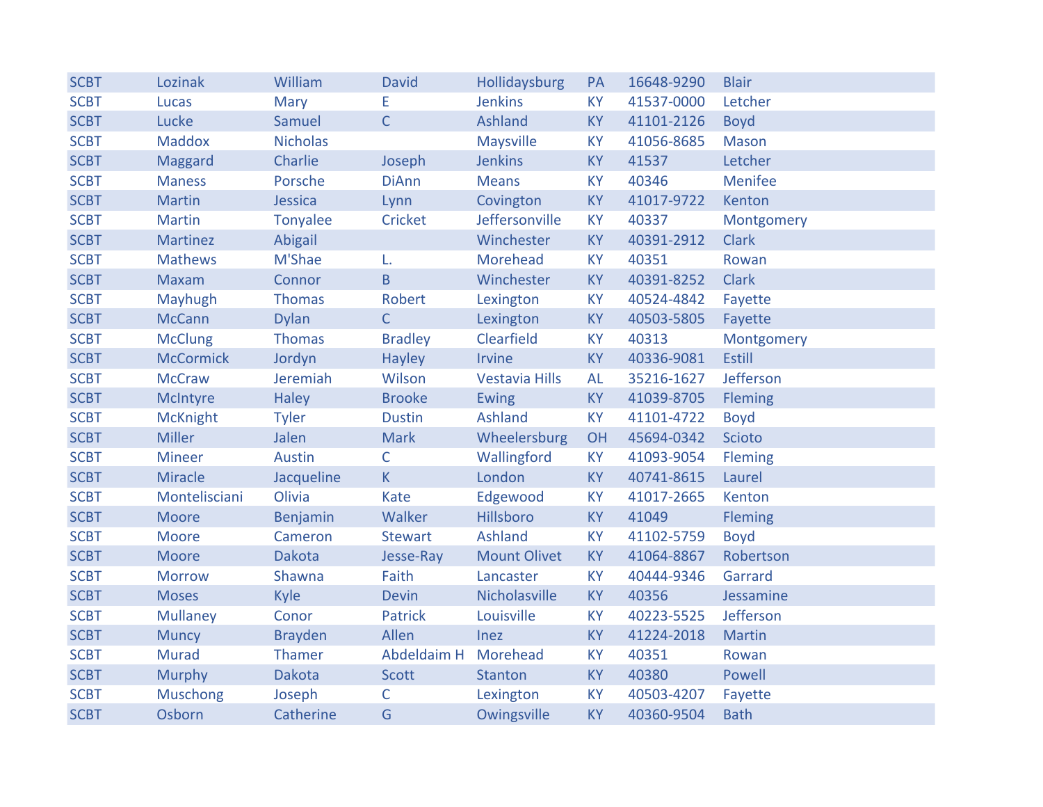| | | | | | | | |
|---|---|---|---|---|---|---|---|
| SCBT | Lozinak | William | David | Hollidaysburg | PA | 16648-9290 | Blair |
| SCBT | Lucas | Mary | E | Jenkins | KY | 41537-0000 | Letcher |
| SCBT | Lucke | Samuel | C | Ashland | KY | 41101-2126 | Boyd |
| SCBT | Maddox | Nicholas | | Maysville | KY | 41056-8685 | Mason |
| SCBT | Maggard | Charlie | Joseph | Jenkins | KY | 41537 | Letcher |
| SCBT | Maness | Porsche | DiAnn | Means | KY | 40346 | Menifee |
| SCBT | Martin | Jessica | Lynn | Covington | KY | 41017-9722 | Kenton |
| SCBT | Martin | Tonyalee | Cricket | Jeffersonville | KY | 40337 | Montgomery |
| SCBT | Martinez | Abigail | | Winchester | KY | 40391-2912 | Clark |
| SCBT | Mathews | M'Shae | L. | Morehead | KY | 40351 | Rowan |
| SCBT | Maxam | Connor | B | Winchester | KY | 40391-8252 | Clark |
| SCBT | Mayhugh | Thomas | Robert | Lexington | KY | 40524-4842 | Fayette |
| SCBT | McCann | Dylan | C | Lexington | KY | 40503-5805 | Fayette |
| SCBT | McClung | Thomas | Bradley | Clearfield | KY | 40313 | Montgomery |
| SCBT | McCormick | Jordyn | Hayley | Irvine | KY | 40336-9081 | Estill |
| SCBT | McCraw | Jeremiah | Wilson | Vestavia Hills | AL | 35216-1627 | Jefferson |
| SCBT | McIntyre | Haley | Brooke | Ewing | KY | 41039-8705 | Fleming |
| SCBT | McKnight | Tyler | Dustin | Ashland | KY | 41101-4722 | Boyd |
| SCBT | Miller | Jalen | Mark | Wheelersburg | OH | 45694-0342 | Scioto |
| SCBT | Mineer | Austin | C | Wallingford | KY | 41093-9054 | Fleming |
| SCBT | Miracle | Jacqueline | K | London | KY | 40741-8615 | Laurel |
| SCBT | Montelisciani | Olivia | Kate | Edgewood | KY | 41017-2665 | Kenton |
| SCBT | Moore | Benjamin | Walker | Hillsboro | KY | 41049 | Fleming |
| SCBT | Moore | Cameron | Stewart | Ashland | KY | 41102-5759 | Boyd |
| SCBT | Moore | Dakota | Jesse-Ray | Mount Olivet | KY | 41064-8867 | Robertson |
| SCBT | Morrow | Shawna | Faith | Lancaster | KY | 40444-9346 | Garrard |
| SCBT | Moses | Kyle | Devin | Nicholasville | KY | 40356 | Jessamine |
| SCBT | Mullaney | Conor | Patrick | Louisville | KY | 40223-5525 | Jefferson |
| SCBT | Muncy | Brayden | Allen | Inez | KY | 41224-2018 | Martin |
| SCBT | Murad | Thamer | Abdeldaim H | Morehead | KY | 40351 | Rowan |
| SCBT | Murphy | Dakota | Scott | Stanton | KY | 40380 | Powell |
| SCBT | Muschong | Joseph | C | Lexington | KY | 40503-4207 | Fayette |
| SCBT | Osborn | Catherine | G | Owingsville | KY | 40360-9504 | Bath |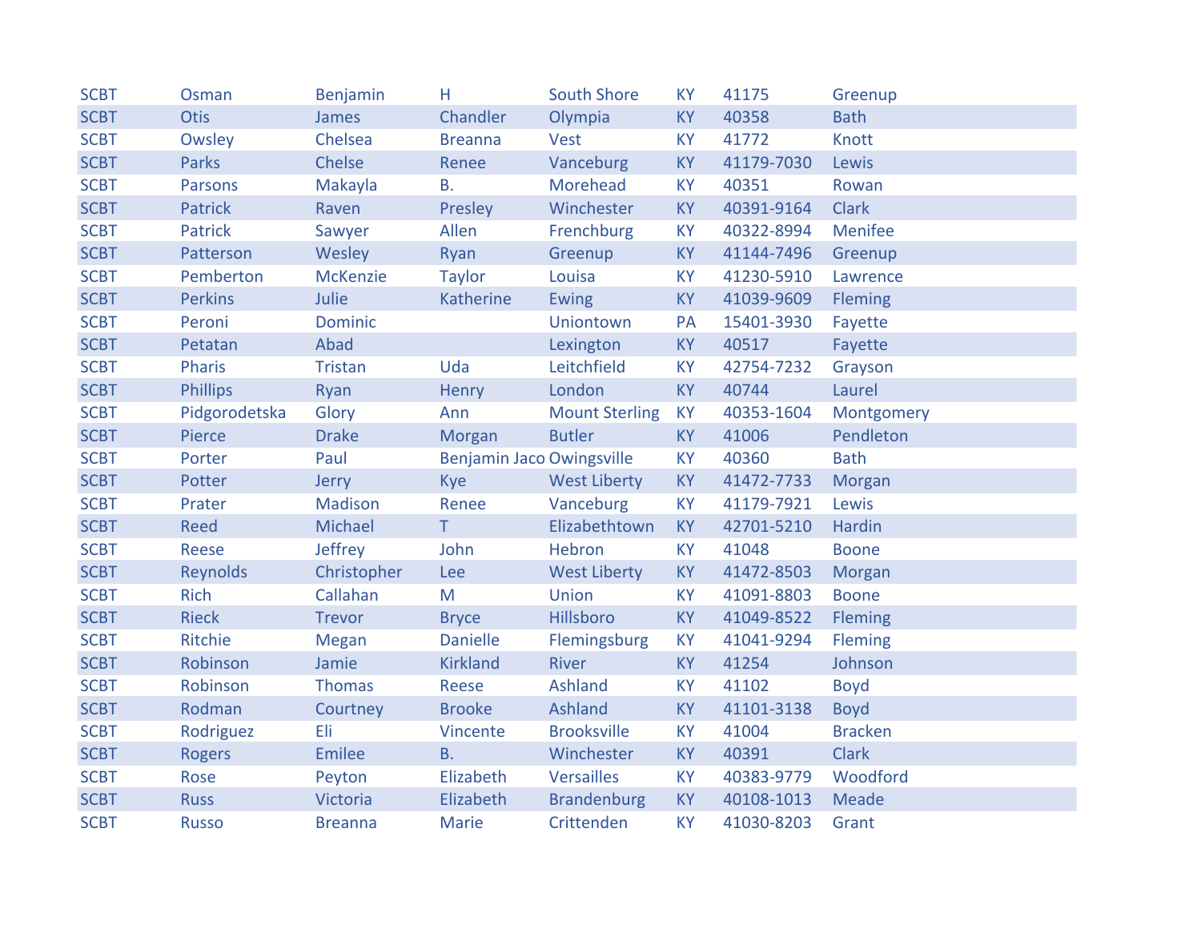| | | | | | | | |
|---|---|---|---|---|---|---|---|
| SCBT | Osman | Benjamin | H | South Shore | KY | 41175 | Greenup |
| SCBT | Otis | James | Chandler | Olympia | KY | 40358 | Bath |
| SCBT | Owsley | Chelsea | Breanna | Vest | KY | 41772 | Knott |
| SCBT | Parks | Chelse | Renee | Vanceburg | KY | 41179-7030 | Lewis |
| SCBT | Parsons | Makayla | B. | Morehead | KY | 40351 | Rowan |
| SCBT | Patrick | Raven | Presley | Winchester | KY | 40391-9164 | Clark |
| SCBT | Patrick | Sawyer | Allen | Frenchburg | KY | 40322-8994 | Menifee |
| SCBT | Patterson | Wesley | Ryan | Greenup | KY | 41144-7496 | Greenup |
| SCBT | Pemberton | McKenzie | Taylor | Louisa | KY | 41230-5910 | Lawrence |
| SCBT | Perkins | Julie | Katherine | Ewing | KY | 41039-9609 | Fleming |
| SCBT | Peroni | Dominic | | Uniontown | PA | 15401-3930 | Fayette |
| SCBT | Petatan | Abad | | Lexington | KY | 40517 | Fayette |
| SCBT | Pharis | Tristan | Uda | Leitchfield | KY | 42754-7232 | Grayson |
| SCBT | Phillips | Ryan | Henry | London | KY | 40744 | Laurel |
| SCBT | Pidgorodetska | Glory | Ann | Mount Sterling | KY | 40353-1604 | Montgomery |
| SCBT | Pierce | Drake | Morgan | Butler | KY | 41006 | Pendleton |
| SCBT | Porter | Paul | Benjamin Jaco | Owingsville | KY | 40360 | Bath |
| SCBT | Potter | Jerry | Kye | West Liberty | KY | 41472-7733 | Morgan |
| SCBT | Prater | Madison | Renee | Vanceburg | KY | 41179-7921 | Lewis |
| SCBT | Reed | Michael | T | Elizabethtown | KY | 42701-5210 | Hardin |
| SCBT | Reese | Jeffrey | John | Hebron | KY | 41048 | Boone |
| SCBT | Reynolds | Christopher | Lee | West Liberty | KY | 41472-8503 | Morgan |
| SCBT | Rich | Callahan | M | Union | KY | 41091-8803 | Boone |
| SCBT | Rieck | Trevor | Bryce | Hillsboro | KY | 41049-8522 | Fleming |
| SCBT | Ritchie | Megan | Danielle | Flemingsburg | KY | 41041-9294 | Fleming |
| SCBT | Robinson | Jamie | Kirkland | River | KY | 41254 | Johnson |
| SCBT | Robinson | Thomas | Reese | Ashland | KY | 41102 | Boyd |
| SCBT | Rodman | Courtney | Brooke | Ashland | KY | 41101-3138 | Boyd |
| SCBT | Rodriguez | Eli | Vincente | Brooksville | KY | 41004 | Bracken |
| SCBT | Rogers | Emilee | B. | Winchester | KY | 40391 | Clark |
| SCBT | Rose | Peyton | Elizabeth | Versailles | KY | 40383-9779 | Woodford |
| SCBT | Russ | Victoria | Elizabeth | Brandenburg | KY | 40108-1013 | Meade |
| SCBT | Russo | Breanna | Marie | Crittenden | KY | 41030-8203 | Grant |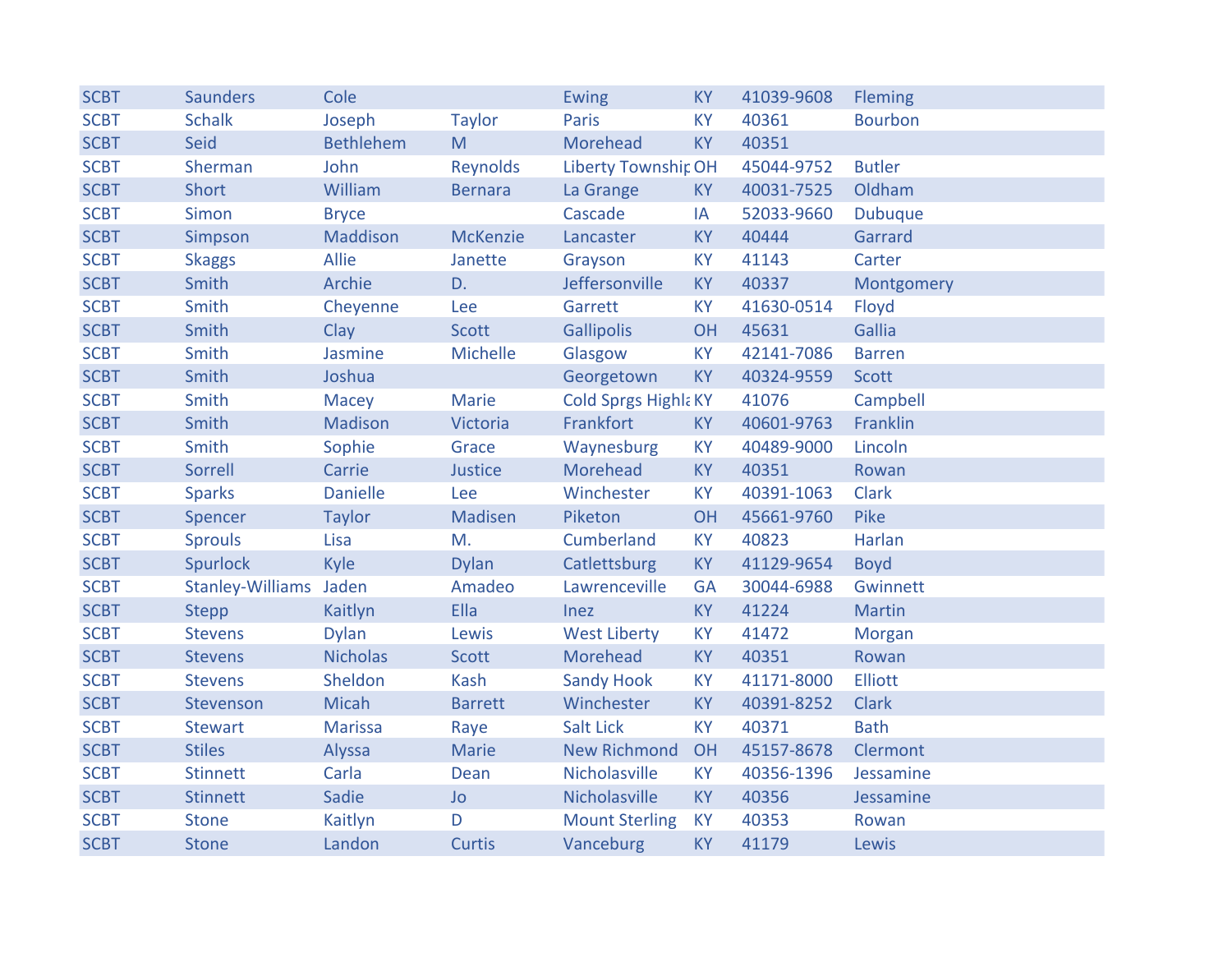| | | | | | | | |
|---|---|---|---|---|---|---|---|
| SCBT | Saunders | Cole | | Ewing | KY | 41039-9608 | Fleming |
| SCBT | Schalk | Joseph | Taylor | Paris | KY | 40361 | Bourbon |
| SCBT | Seid | Bethlehem | M | Morehead | KY | 40351 | |
| SCBT | Sherman | John | Reynolds | Liberty Township | OH | 45044-9752 | Butler |
| SCBT | Short | William | Bernara | La Grange | KY | 40031-7525 | Oldham |
| SCBT | Simon | Bryce | | Cascade | IA | 52033-9660 | Dubuque |
| SCBT | Simpson | Maddison | McKenzie | Lancaster | KY | 40444 | Garrard |
| SCBT | Skaggs | Allie | Janette | Grayson | KY | 41143 | Carter |
| SCBT | Smith | Archie | D. | Jeffersonville | KY | 40337 | Montgomery |
| SCBT | Smith | Cheyenne | Lee | Garrett | KY | 41630-0514 | Floyd |
| SCBT | Smith | Clay | Scott | Gallipolis | OH | 45631 | Gallia |
| SCBT | Smith | Jasmine | Michelle | Glasgow | KY | 42141-7086 | Barren |
| SCBT | Smith | Joshua | | Georgetown | KY | 40324-9559 | Scott |
| SCBT | Smith | Macey | Marie | Cold Sprgs Highla | KY | 41076 | Campbell |
| SCBT | Smith | Madison | Victoria | Frankfort | KY | 40601-9763 | Franklin |
| SCBT | Smith | Sophie | Grace | Waynesburg | KY | 40489-9000 | Lincoln |
| SCBT | Sorrell | Carrie | Justice | Morehead | KY | 40351 | Rowan |
| SCBT | Sparks | Danielle | Lee | Winchester | KY | 40391-1063 | Clark |
| SCBT | Spencer | Taylor | Madisen | Piketon | OH | 45661-9760 | Pike |
| SCBT | Sprouls | Lisa | M. | Cumberland | KY | 40823 | Harlan |
| SCBT | Spurlock | Kyle | Dylan | Catlettsburg | KY | 41129-9654 | Boyd |
| SCBT | Stanley-Williams | Jaden | Amadeo | Lawrenceville | GA | 30044-6988 | Gwinnett |
| SCBT | Stepp | Kaitlyn | Ella | Inez | KY | 41224 | Martin |
| SCBT | Stevens | Dylan | Lewis | West Liberty | KY | 41472 | Morgan |
| SCBT | Stevens | Nicholas | Scott | Morehead | KY | 40351 | Rowan |
| SCBT | Stevens | Sheldon | Kash | Sandy Hook | KY | 41171-8000 | Elliott |
| SCBT | Stevenson | Micah | Barrett | Winchester | KY | 40391-8252 | Clark |
| SCBT | Stewart | Marissa | Raye | Salt Lick | KY | 40371 | Bath |
| SCBT | Stiles | Alyssa | Marie | New Richmond | OH | 45157-8678 | Clermont |
| SCBT | Stinnett | Carla | Dean | Nicholasville | KY | 40356-1396 | Jessamine |
| SCBT | Stinnett | Sadie | Jo | Nicholasville | KY | 40356 | Jessamine |
| SCBT | Stone | Kaitlyn | D | Mount Sterling | KY | 40353 | Rowan |
| SCBT | Stone | Landon | Curtis | Vanceburg | KY | 41179 | Lewis |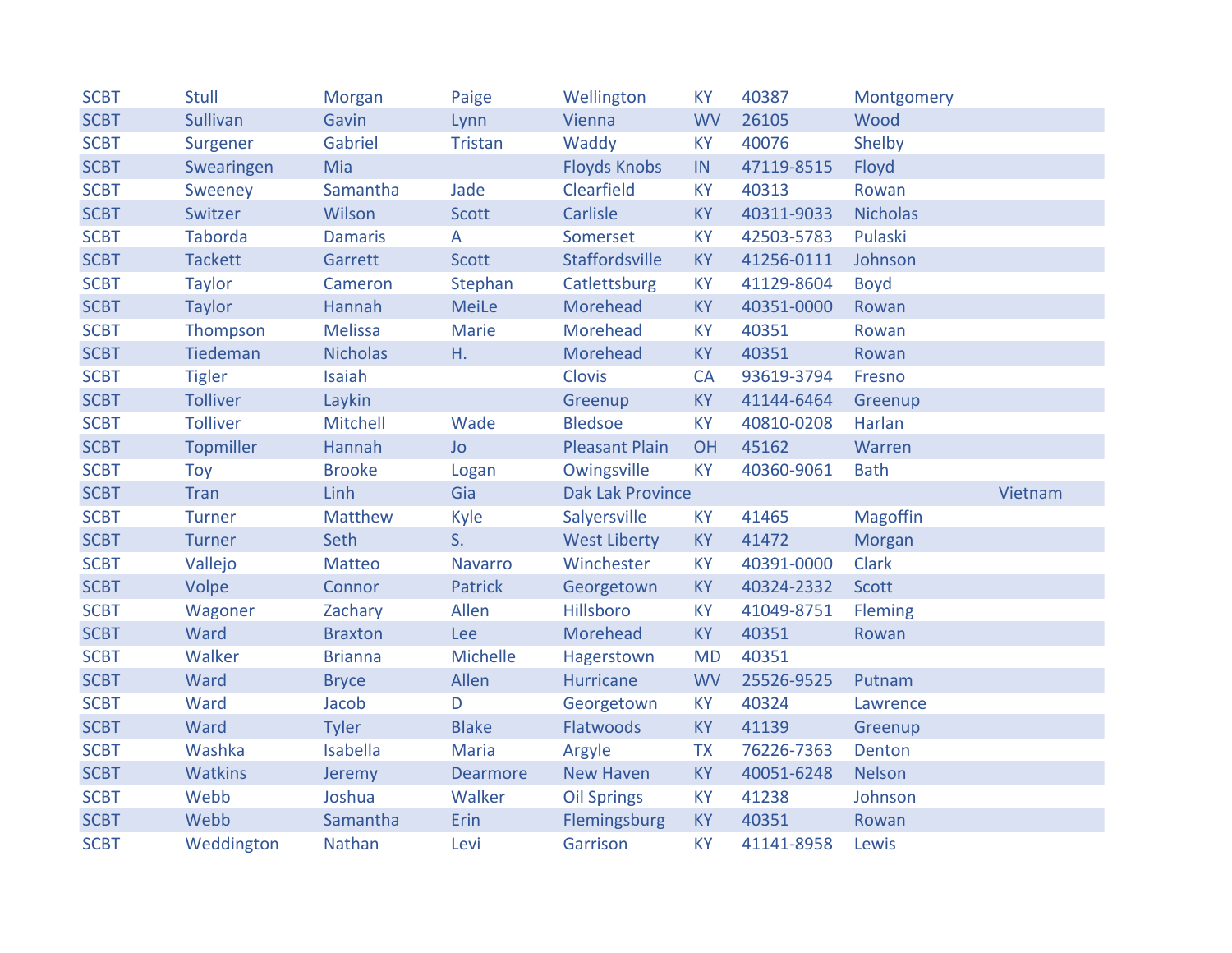| | | | | | | | | |
|---|---|---|---|---|---|---|---|---|
| SCBT | Stull | Morgan | Paige | Wellington | KY | 40387 | Montgomery | |
| SCBT | Sullivan | Gavin | Lynn | Vienna | WV | 26105 | Wood | |
| SCBT | Surgener | Gabriel | Tristan | Waddy | KY | 40076 | Shelby | |
| SCBT | Swearingen | Mia | | Floyds Knobs | IN | 47119-8515 | Floyd | |
| SCBT | Sweeney | Samantha | Jade | Clearfield | KY | 40313 | Rowan | |
| SCBT | Switzer | Wilson | Scott | Carlisle | KY | 40311-9033 | Nicholas | |
| SCBT | Taborda | Damaris | A | Somerset | KY | 42503-5783 | Pulaski | |
| SCBT | Tackett | Garrett | Scott | Staffordsville | KY | 41256-0111 | Johnson | |
| SCBT | Taylor | Cameron | Stephan | Catlettsburg | KY | 41129-8604 | Boyd | |
| SCBT | Taylor | Hannah | MeiLe | Morehead | KY | 40351-0000 | Rowan | |
| SCBT | Thompson | Melissa | Marie | Morehead | KY | 40351 | Rowan | |
| SCBT | Tiedeman | Nicholas | H. | Morehead | KY | 40351 | Rowan | |
| SCBT | Tigler | Isaiah | | Clovis | CA | 93619-3794 | Fresno | |
| SCBT | Tolliver | Laykin | | Greenup | KY | 41144-6464 | Greenup | |
| SCBT | Tolliver | Mitchell | Wade | Bledsoe | KY | 40810-0208 | Harlan | |
| SCBT | Topmiller | Hannah | Jo | Pleasant Plain | OH | 45162 | Warren | |
| SCBT | Toy | Brooke | Logan | Owingsville | KY | 40360-9061 | Bath | |
| SCBT | Tran | Linh | Gia | Dak Lak Province | | | | Vietnam |
| SCBT | Turner | Matthew | Kyle | Salyersville | KY | 41465 | Magoffin | |
| SCBT | Turner | Seth | S. | West Liberty | KY | 41472 | Morgan | |
| SCBT | Vallejo | Matteo | Navarro | Winchester | KY | 40391-0000 | Clark | |
| SCBT | Volpe | Connor | Patrick | Georgetown | KY | 40324-2332 | Scott | |
| SCBT | Wagoner | Zachary | Allen | Hillsboro | KY | 41049-8751 | Fleming | |
| SCBT | Ward | Braxton | Lee | Morehead | KY | 40351 | Rowan | |
| SCBT | Walker | Brianna | Michelle | Hagerstown | MD | 40351 | | |
| SCBT | Ward | Bryce | Allen | Hurricane | WV | 25526-9525 | Putnam | |
| SCBT | Ward | Jacob | D | Georgetown | KY | 40324 | Lawrence | |
| SCBT | Ward | Tyler | Blake | Flatwoods | KY | 41139 | Greenup | |
| SCBT | Washka | Isabella | Maria | Argyle | TX | 76226-7363 | Denton | |
| SCBT | Watkins | Jeremy | Dearmore | New Haven | KY | 40051-6248 | Nelson | |
| SCBT | Webb | Joshua | Walker | Oil Springs | KY | 41238 | Johnson | |
| SCBT | Webb | Samantha | Erin | Flemingsburg | KY | 40351 | Rowan | |
| SCBT | Weddington | Nathan | Levi | Garrison | KY | 41141-8958 | Lewis | |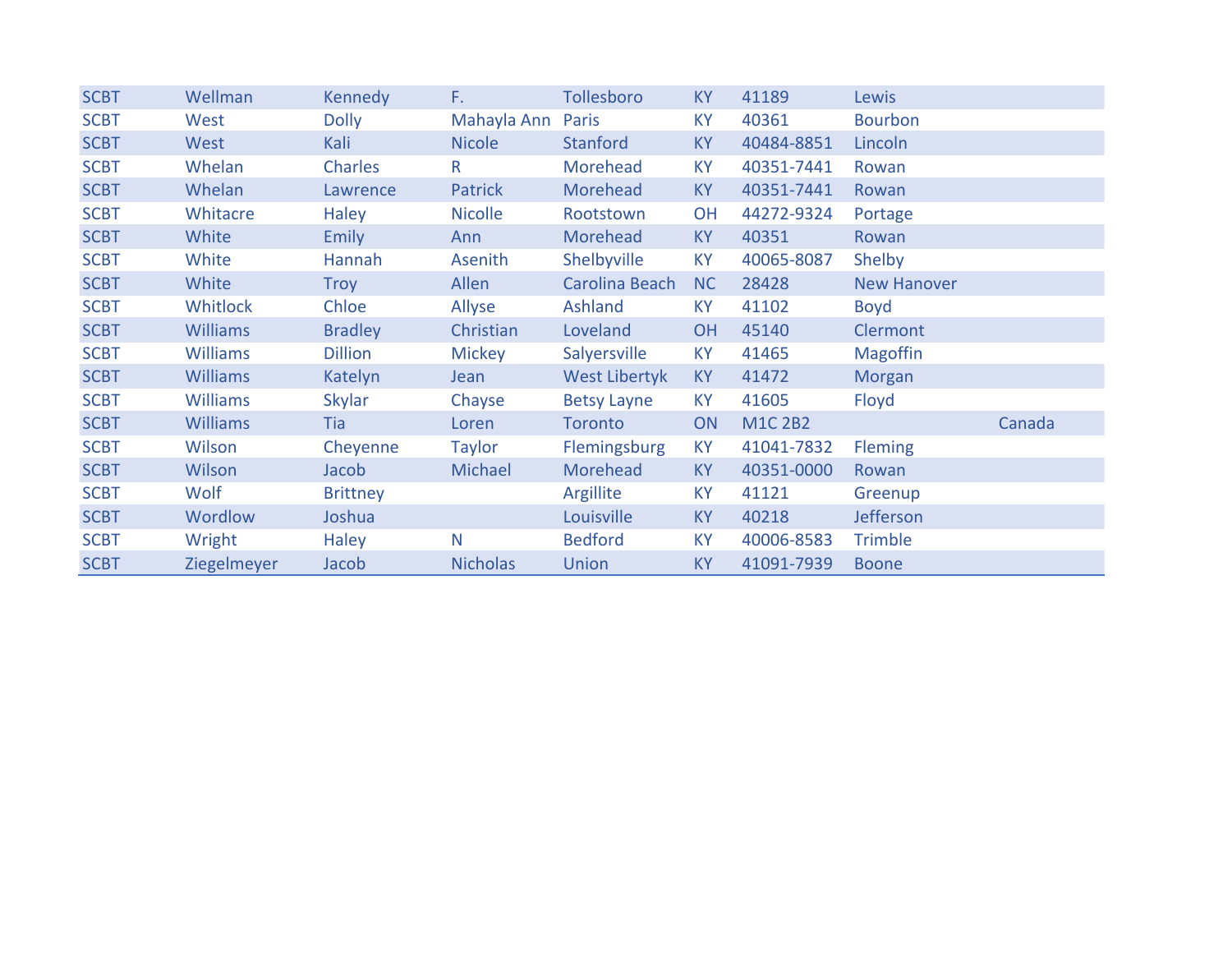| | | | | | | | | |
|---|---|---|---|---|---|---|---|---|
| SCBT | Wellman | Kennedy | F. | Tollesboro | KY | 41189 | Lewis | |
| SCBT | West | Dolly | Mahayla Ann | Paris | KY | 40361 | Bourbon | |
| SCBT | West | Kali | Nicole | Stanford | KY | 40484-8851 | Lincoln | |
| SCBT | Whelan | Charles | R | Morehead | KY | 40351-7441 | Rowan | |
| SCBT | Whelan | Lawrence | Patrick | Morehead | KY | 40351-7441 | Rowan | |
| SCBT | Whitacre | Haley | Nicolle | Rootstown | OH | 44272-9324 | Portage | |
| SCBT | White | Emily | Ann | Morehead | KY | 40351 | Rowan | |
| SCBT | White | Hannah | Asenith | Shelbyville | KY | 40065-8087 | Shelby | |
| SCBT | White | Troy | Allen | Carolina Beach | NC | 28428 | New Hanover | |
| SCBT | Whitlock | Chloe | Allyse | Ashland | KY | 41102 | Boyd | |
| SCBT | Williams | Bradley | Christian | Loveland | OH | 45140 | Clermont | |
| SCBT | Williams | Dillion | Mickey | Salyersville | KY | 41465 | Magoffin | |
| SCBT | Williams | Katelyn | Jean | West Libertyk | KY | 41472 | Morgan | |
| SCBT | Williams | Skylar | Chayse | Betsy Layne | KY | 41605 | Floyd | |
| SCBT | Williams | Tia | Loren | Toronto | ON | M1C 2B2 | | Canada |
| SCBT | Wilson | Cheyenne | Taylor | Flemingsburg | KY | 41041-7832 | Fleming | |
| SCBT | Wilson | Jacob | Michael | Morehead | KY | 40351-0000 | Rowan | |
| SCBT | Wolf | Brittney | | Argillite | KY | 41121 | Greenup | |
| SCBT | Wordlow | Joshua | | Louisville | KY | 40218 | Jefferson | |
| SCBT | Wright | Haley | N | Bedford | KY | 40006-8583 | Trimble | |
| SCBT | Ziegelmeyer | Jacob | Nicholas | Union | KY | 41091-7939 | Boone | |